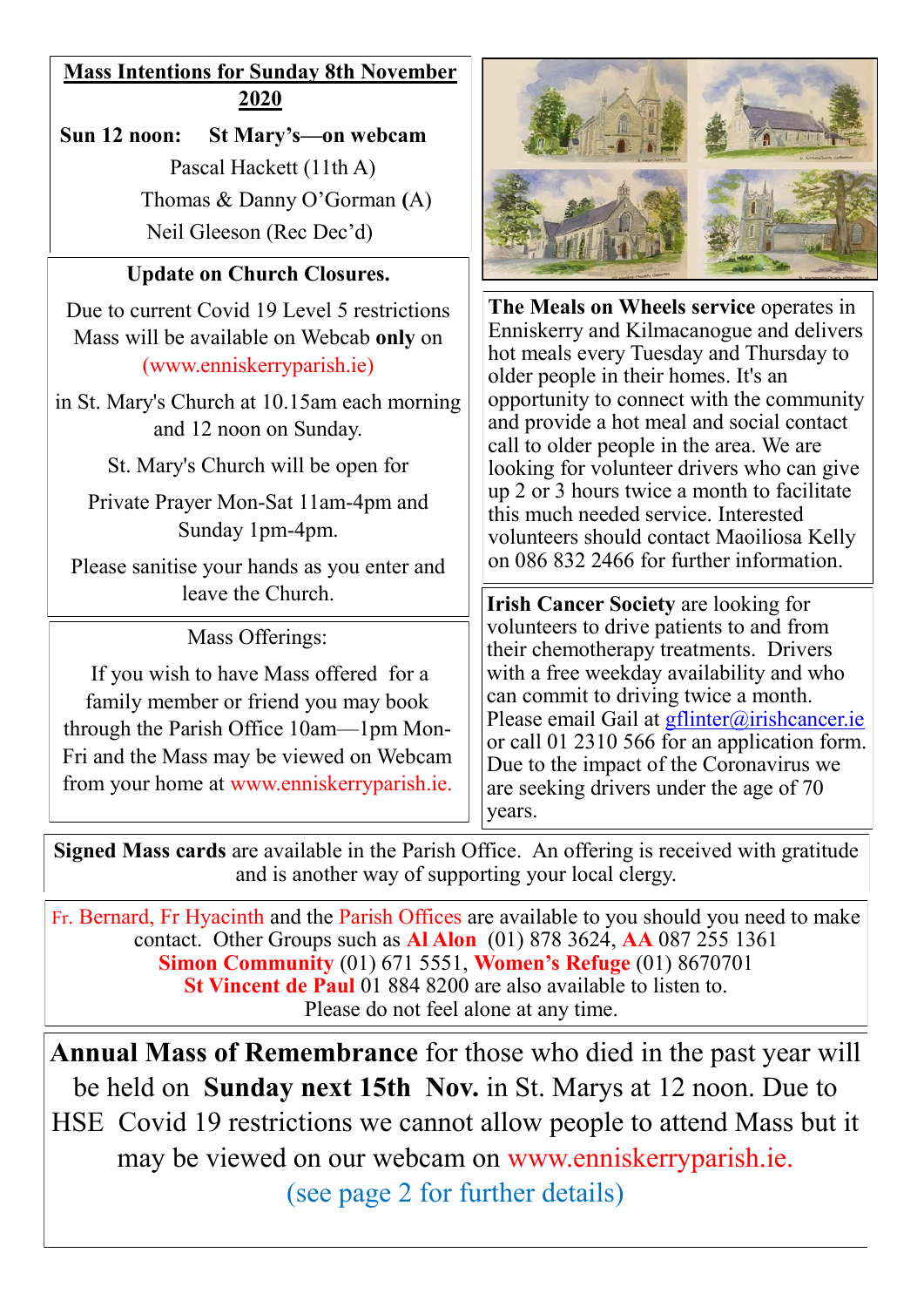## Mass Intentions for Sunday 8th November 2020

**Sun 12 noon: St Mary's—on webcam**

Pascal Hackett (11th A)

Thomas & Danny O'Gorman (A)

Neil Gleeson (Rec Dec'd)

### Update on Church Closures.

Due to current Covid 19 Level 5 restrictions Mass will be available on Webcab **only** on (www.enniskerryparish.ie)

in St. Mary's Church at 10.15am each morning and 12 noon on Sunday.

St. Mary's Church will be open for

Private Prayer Mon-Sat 11am-4pm and Sunday 1pm-4pm.

Please sanitise your hands as you enter and leave the Church.

### Mass Offerings:

If you wish to have Mass offered for a family member or friend you may book through the Parish Office 10am—1pm Mon-Fri and the Mass may be viewed on Webcam from your home at www.enniskerryparish.ie.

**The Meals on Wheels service** operates in Enniskerry and Kilmacanogue and delivers hot meals every Tuesday and Thursday to older people in their homes. It's an opportunity to connect with the community and provide a hot meal and social contact call to older people in the area. We are looking for volunteer drivers who can give up 2 or 3 hours twice a month to facilitate this much needed service. Interested volunteers should contact Maoiliosa Kelly on 086 832 2466 for further information.

**Irish Cancer Society** are looking for volunteers to drive patients to and from their chemotherapy treatments. Drivers with a free weekday availability and who can commit to driving twice a month. Please email Gail at gflinter@irishcancer.ie or call 01 2310 566 for an application form. Due to the impact of the Coronavirus we are seeking drivers under the age of 70 years.

**Signed Mass cards** are available in the Parish Office. An offering is received with gratitude and is another way of supporting your local clergy.

Fr. Bernard, Fr Hyacinth and the Parish Offices are available to you should you need to make contact. Other Groups such as **Al Alon** (01) 878 3624, **AA** 087 255 1361 **Simon Community** (01) 671 5551, **Women's Refuge** (01) 8670701 **St Vincent de Paul** 01 884 8200 are also available to listen to. Please do not feel alone at any time.

**Annual Mass of Remembrance** for those who died in the past year will be held on **Sunday next 15th Nov.** in St. Marys at 12 noon. Due to HSE Covid 19 restrictions we cannot allow people to attend Mass but it may be viewed on our webcam on www.enniskerryparish.ie.

(see page 2 for further details)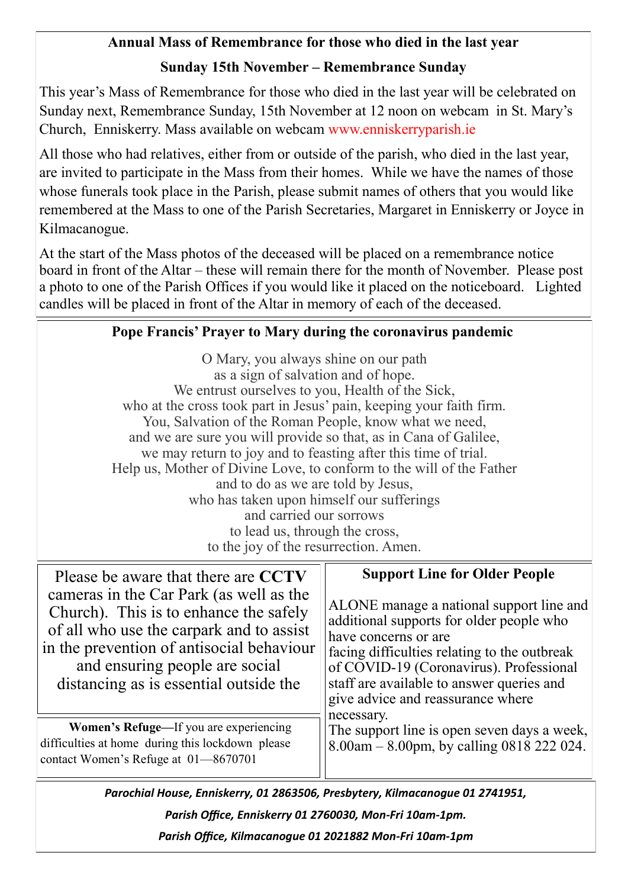## Annual Mass of Remembrance for those who died in the last year

### Sunday 15th November – Remembrance Sunday

This year's Mass of Remembrance for those who died in the last year will be celebrated on Sunday next, Remembrance Sunday, 15th November at 12 noon on webcam in St. Mary's Church, Enniskerry. Mass available on webcam www.enniskerryparish.ie

All those who had relatives, either from or outside of the parish, who died in the last year, are invited to participate in the Mass from their homes. While we have the names of those whose funerals took place in the Parish, please submit names of others that you would like remembered at the Mass to one of the Parish Secretaries, Margaret in Enniskerry or Joyce in Kilmacanogue.

At the start of the Mass photos of the deceased will be placed on a remembrance notice board in front of the Altar – these will remain there for the month of November. Please post a photo to one of the Parish Offices if you would like it placed on the noticeboard. Lighted candles will be placed in front of the Altar in memory of each of the deceased.

## Pope Francis' Prayer to Mary during the coronavirus pandemic

O Mary, you always shine on our path  
as a sign of salvation and of hope.  
We entrust ourselves to you, Health of the Sick,  
who at the cross took part in Jesus' pain, keeping your faith firm.  
You, Salvation of the Roman People, know what we need,  
and we are sure you will provide so that, as in Cana of Galilee,  
we may return to joy and to feasting after this time of trial.  
Help us, Mother of Divine Love, to conform to the will of the Father  
and to do as we are told by Jesus,  
who has taken upon himself our sufferings  
and carried our sorrows  
to lead us, through the cross,  
to the joy of the resurrection. Amen.

Please be aware that there are **CCTV** cameras in the Car Park (as well as the Church). This is to enhance the safely of all who use the carpark and to assist in the prevention of antisocial behaviour and ensuring people are social distancing as is essential outside the

**Women's Refuge—**If you are experiencing difficulties at home during this lockdown please contact Women's Refuge at 01—8670701

### Support Line for Older People

ALONE manage a national support line and additional supports for older people who have concerns or are facing difficulties relating to the outbreak of COVID-19 (Coronavirus). Professional staff are available to answer queries and give advice and reassurance where necessary.

The support line is open seven days a week, 8.00am – 8.00pm, by calling 0818 222 024.

***Parochial House, Enniskerry, 01 2863506, Presbytery, Kilmacanogue 01 2741951,***

***Parish Office, Enniskerry 01 2760030, Mon-Fri 10am-1pm.***

***Parish Office, Kilmacanogue 01 2021882 Mon-Fri 10am-1pm***